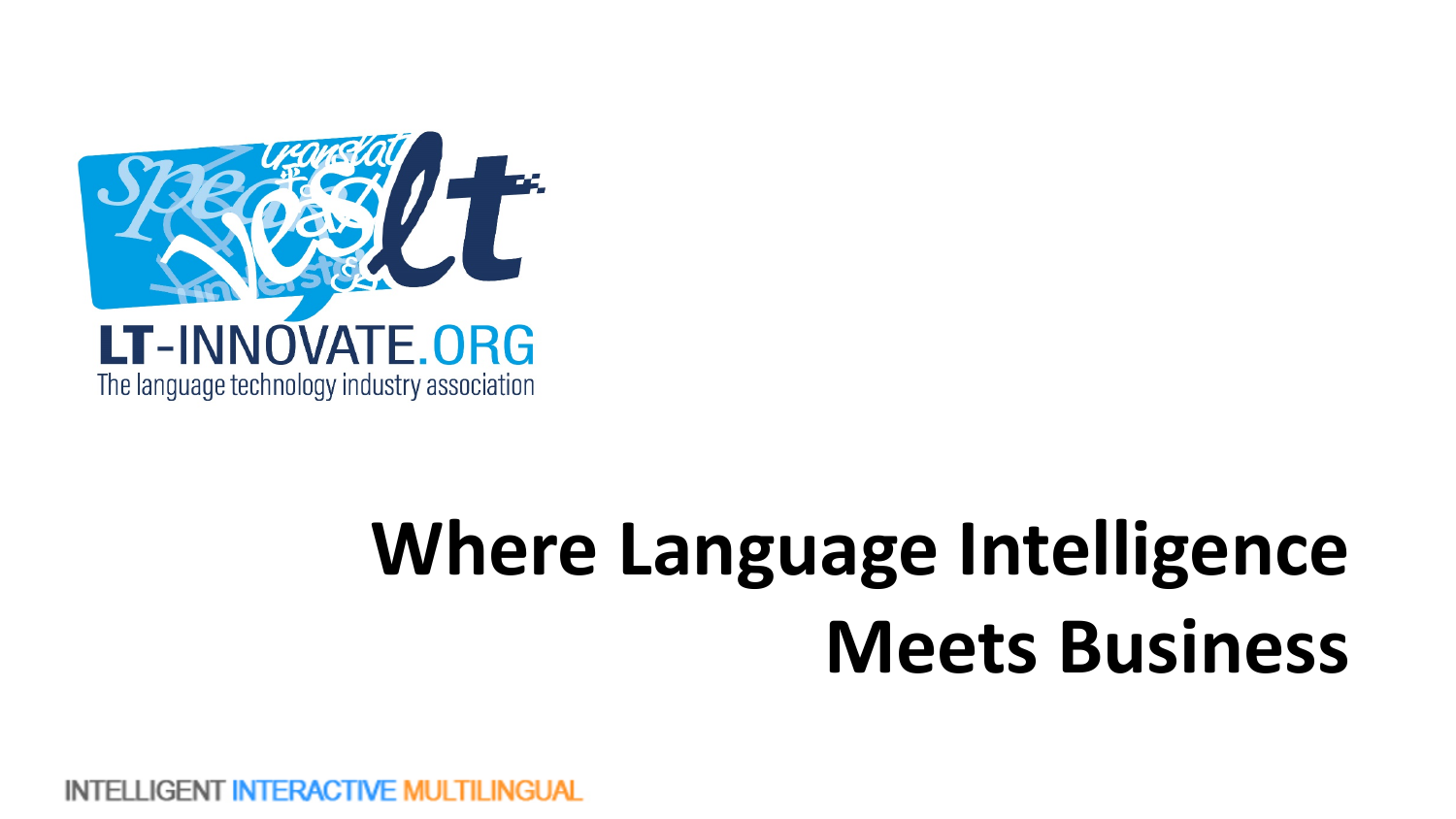LT-INNOVATE.ORG

The language technology industry association

# Where Language Intelligence Meets Business

INTELLIGENT INTERACTIVE MULTILINGUAL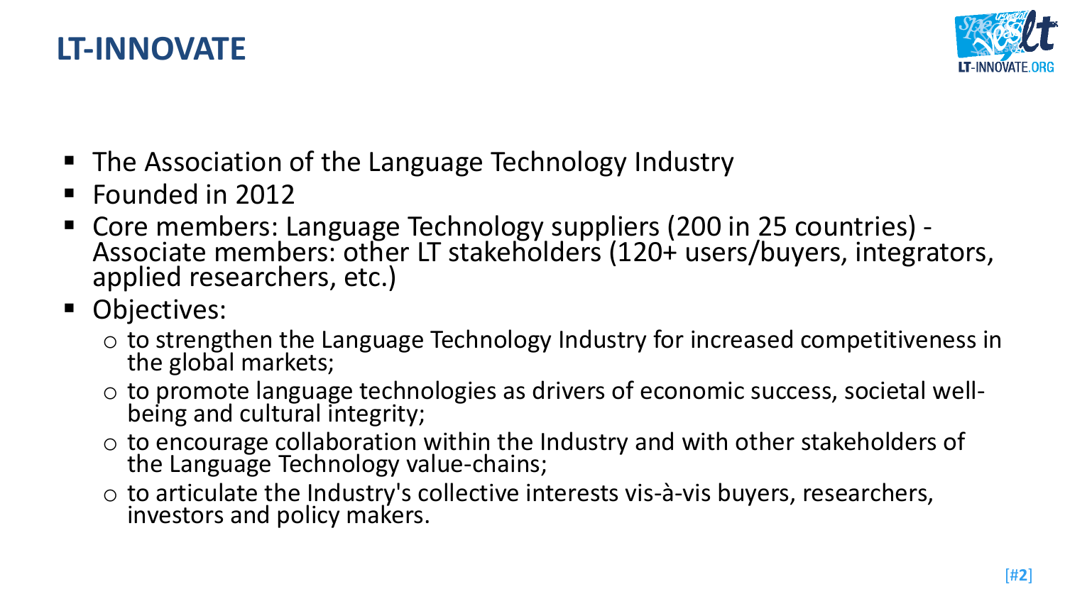# LT-INNOVATE

- The Association of the Language Technology Industry
- Founded in 2012
- Core members: Language Technology suppliers (200 in 25 countries) - Associate members: other LT stakeholders (120+ users/buyers, integrators, applied researchers, etc.)
- Objectives:
  - to strengthen the Language Technology Industry for increased competitiveness in the global markets;
  - to promote language technologies as drivers of economic success, societal well-being and cultural integrity;
  - to encourage collaboration within the Industry and with other stakeholders of the Language Technology value-chains;
  - to articulate the Industry's collective interests vis-à-vis buyers, researchers, investors and policy makers.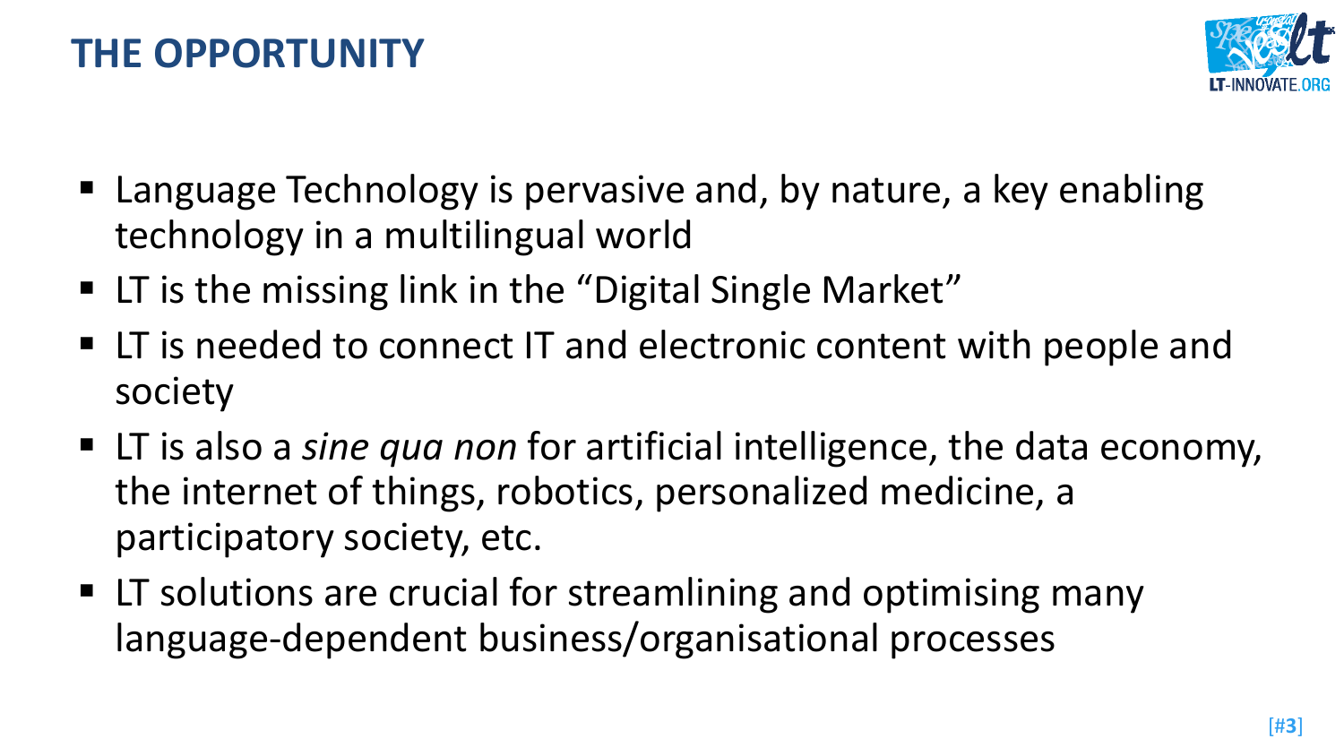# THE OPPORTUNITY

- Language Technology is pervasive and, by nature, a key enabling technology in a multilingual world
- LT is the missing link in the "Digital Single Market"
- LT is needed to connect IT and electronic content with people and society
- LT is also a *sine qua non* for artificial intelligence, the data economy, the internet of things, robotics, personalized medicine, a participatory society, etc.
- LT solutions are crucial for streamlining and optimising many language-dependent business/organisational processes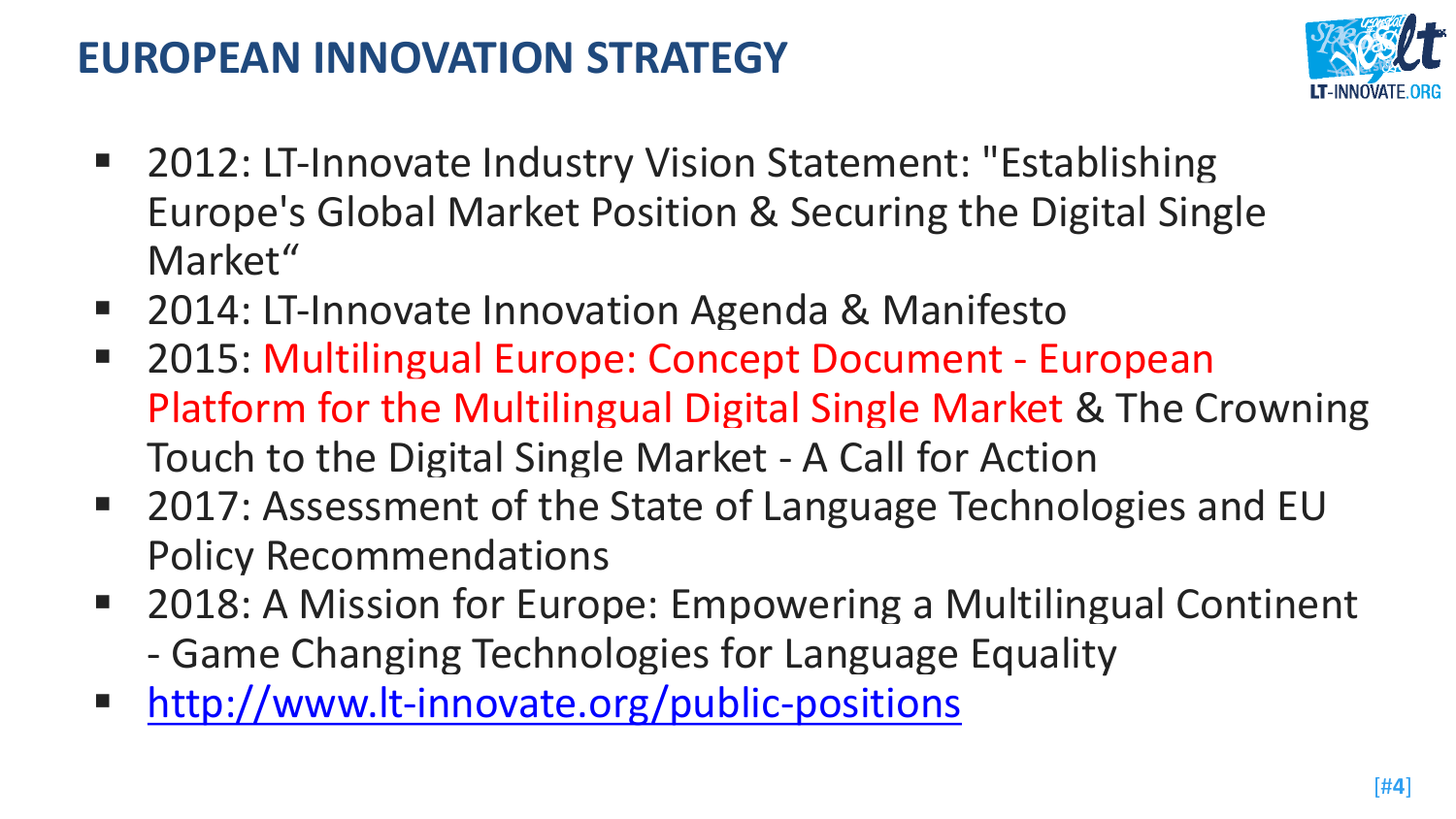# EUROPEAN INNOVATION STRATEGY

- 2012: LT-Innovate Industry Vision Statement: "Establishing Europe's Global Market Position & Securing the Digital Single Market“
- 2014: LT-Innovate Innovation Agenda & Manifesto
- 2015: Multilingual Europe: Concept Document - European Platform for the Multilingual Digital Single Market & The Crowning Touch to the Digital Single Market - A Call for Action
- 2017: Assessment of the State of Language Technologies and EU Policy Recommendations
- 2018: A Mission for Europe: Empowering a Multilingual Continent - Game Changing Technologies for Language Equality
- http://www.lt-innovate.org/public-positions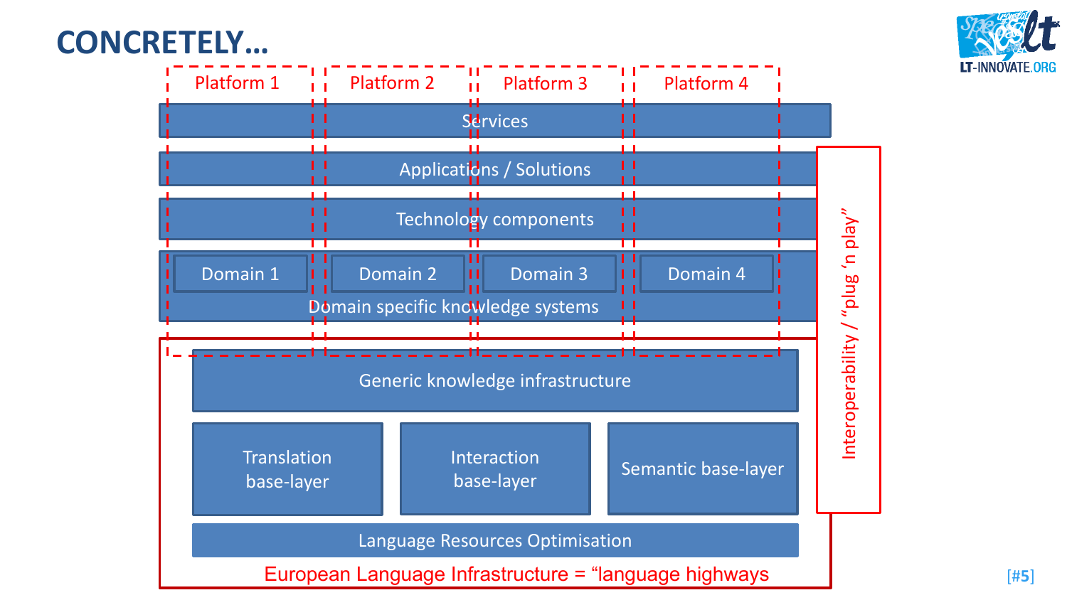# CONCRETELY…

Platform 1 | Platform 2 | Platform 3 | Platform 4

Services

Applications / Solutions

Technology components

Domain 1 | Domain 2 | Domain 3 | Domain 4

Domain specific knowledge systems

Generic knowledge infrastructure

Translation base-layer | Interaction base-layer | Semantic base-layer

Language Resources Optimisation

European Language Infrastructure = "language highways

Interoperability / "plug 'n play"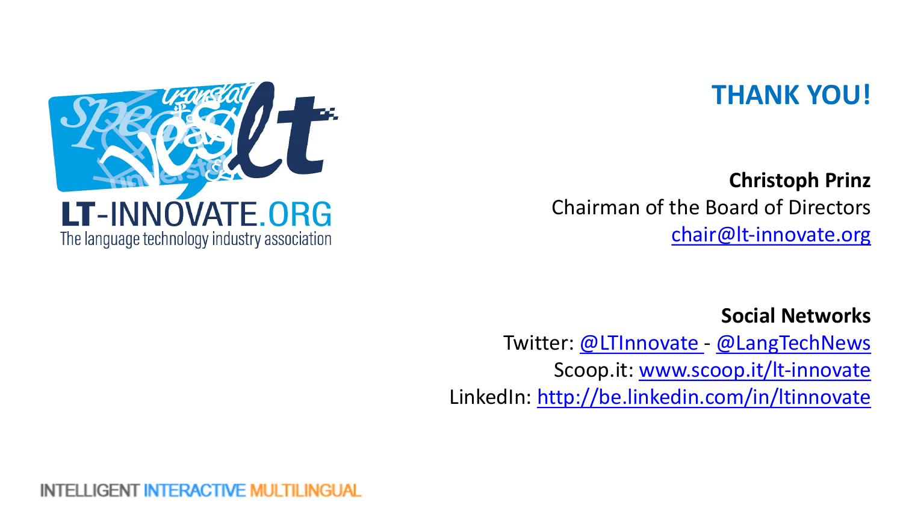LT-INNOVATE.ORG
The language technology industry association

# THANK YOU!

**Christoph Prinz**
Chairman of the Board of Directors
chair@lt-innovate.org

**Social Networks**
Twitter: @LTInnovate - @LangTechNews
Scoop.it: www.scoop.it/lt-innovate
LinkedIn: http://be.linkedin.com/in/ltinnovate

INTELLIGENT INTERACTIVE MULTILINGUAL